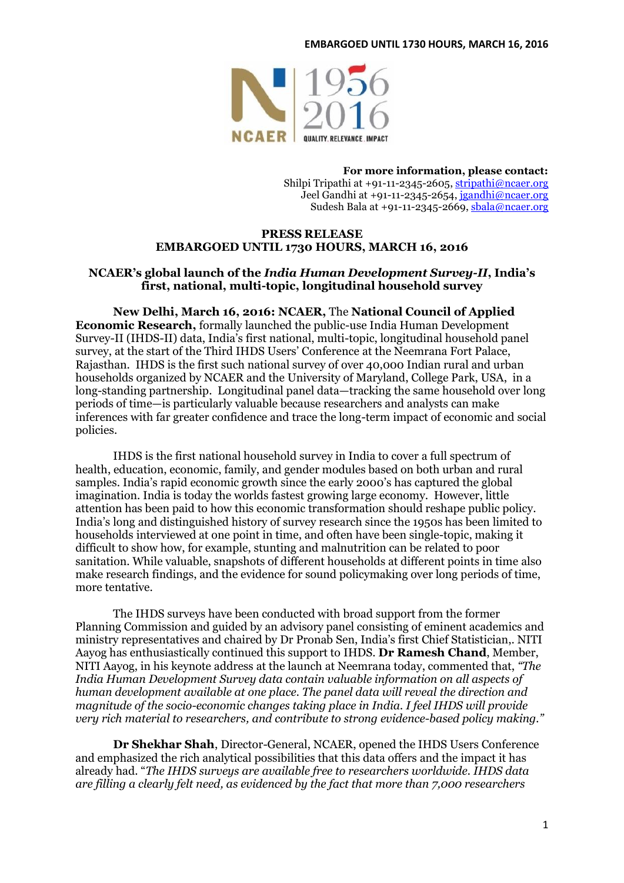EMBARGOED UNTIL 1730 HOURS, MARCH 16, 2016

NCAER 1956 2016 QUALITY. RELEVANCE. IMPACT

**For more information, please contact:**
Shilpi Tripathi at +91-11-2345-2605, stripathi@ncaer.org
Jeel Gandhi at +91-11-2345-2654, jgandhi@ncaer.org
Sudesh Bala at +91-11-2345-2669, sbala@ncaer.org

**PRESS RELEASE**
**EMBARGOED UNTIL 1730 HOURS, MARCH 16, 2016**

## NCAER's global launch of the *India Human Development Survey-II*, India's first, national, multi-topic, longitudinal household survey

**New Delhi, March 16, 2016: NCAER,** The **National Council of Applied Economic Research,** formally launched the public-use India Human Development Survey-II (IHDS-II) data, India's first national, multi-topic, longitudinal household panel survey, at the start of the Third IHDS Users' Conference at the Neemrana Fort Palace, Rajasthan. IHDS is the first such national survey of over 40,000 Indian rural and urban households organized by NCAER and the University of Maryland, College Park, USA, in a long-standing partnership. Longitudinal panel data—tracking the same household over long periods of time—is particularly valuable because researchers and analysts can make inferences with far greater confidence and trace the long-term impact of economic and social policies.

IHDS is the first national household survey in India to cover a full spectrum of health, education, economic, family, and gender modules based on both urban and rural samples. India's rapid economic growth since the early 2000's has captured the global imagination. India is today the worlds fastest growing large economy. However, little attention has been paid to how this economic transformation should reshape public policy. India's long and distinguished history of survey research since the 1950s has been limited to households interviewed at one point in time, and often have been single-topic, making it difficult to show how, for example, stunting and malnutrition can be related to poor sanitation. While valuable, snapshots of different households at different points in time also make research findings, and the evidence for sound policymaking over long periods of time, more tentative.

The IHDS surveys have been conducted with broad support from the former Planning Commission and guided by an advisory panel consisting of eminent academics and ministry representatives and chaired by Dr Pronab Sen, India's first Chief Statistician,. NITI Aayog has enthusiastically continued this support to IHDS. **Dr Ramesh Chand**, Member, NITI Aayog, in his keynote address at the launch at Neemrana today, commented that, *"The India Human Development Survey data contain valuable information on all aspects of human development available at one place. The panel data will reveal the direction and magnitude of the socio-economic changes taking place in India. I feel IHDS will provide very rich material to researchers, and contribute to strong evidence-based policy making."*

**Dr Shekhar Shah**, Director-General, NCAER, opened the IHDS Users Conference and emphasized the rich analytical possibilities that this data offers and the impact it has already had. "*The IHDS surveys are available free to researchers worldwide. IHDS data are filling a clearly felt need, as evidenced by the fact that more than 7,000 researchers*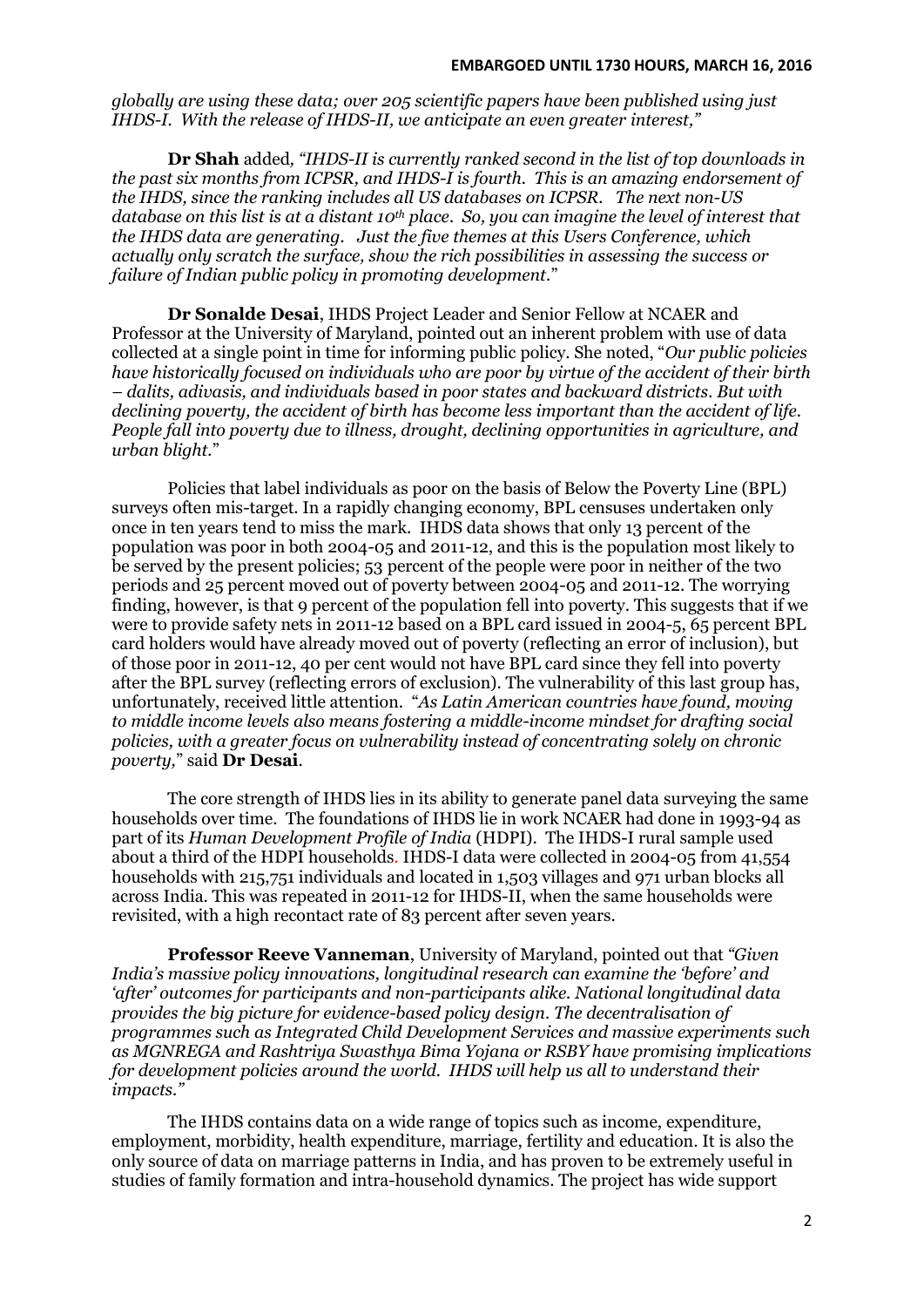*globally are using these data; over 205 scientific papers have been published using just IHDS-I. With the release of IHDS-II, we anticipate an even greater interest,"*

**Dr Shah** added, *"IHDS-II is currently ranked second in the list of top downloads in the past six months from ICPSR, and IHDS-I is fourth. This is an amazing endorsement of the IHDS, since the ranking includes all US databases on ICPSR. The next non-US database on this list is at a distant 10th place. So, you can imagine the level of interest that the IHDS data are generating. Just the five themes at this Users Conference, which actually only scratch the surface, show the rich possibilities in assessing the success or failure of Indian public policy in promoting development.*"

**Dr Sonalde Desai**, IHDS Project Leader and Senior Fellow at NCAER and Professor at the University of Maryland, pointed out an inherent problem with use of data collected at a single point in time for informing public policy. She noted, "*Our public policies have historically focused on individuals who are poor by virtue of the accident of their birth – dalits, adivasis, and individuals based in poor states and backward districts. But with declining poverty, the accident of birth has become less important than the accident of life. People fall into poverty due to illness, drought, declining opportunities in agriculture, and urban blight.*"

Policies that label individuals as poor on the basis of Below the Poverty Line (BPL) surveys often mis-target. In a rapidly changing economy, BPL censuses undertaken only once in ten years tend to miss the mark. IHDS data shows that only 13 percent of the population was poor in both 2004-05 and 2011-12, and this is the population most likely to be served by the present policies; 53 percent of the people were poor in neither of the two periods and 25 percent moved out of poverty between 2004-05 and 2011-12. The worrying finding, however, is that 9 percent of the population fell into poverty. This suggests that if we were to provide safety nets in 2011-12 based on a BPL card issued in 2004-5, 65 percent BPL card holders would have already moved out of poverty (reflecting an error of inclusion), but of those poor in 2011-12, 40 per cent would not have BPL card since they fell into poverty after the BPL survey (reflecting errors of exclusion). The vulnerability of this last group has, unfortunately, received little attention. "*As Latin American countries have found, moving to middle income levels also means fostering a middle-income mindset for drafting social policies, with a greater focus on vulnerability instead of concentrating solely on chronic poverty,*" said **Dr Desai**.

The core strength of IHDS lies in its ability to generate panel data surveying the same households over time. The foundations of IHDS lie in work NCAER had done in 1993-94 as part of its *Human Development Profile of India* (HDPI). The IHDS-I rural sample used about a third of the HDPI households. IHDS-I data were collected in 2004-05 from 41,554 households with 215,751 individuals and located in 1,503 villages and 971 urban blocks all across India. This was repeated in 2011-12 for IHDS-II, when the same households were revisited, with a high recontact rate of 83 percent after seven years.

**Professor Reeve Vanneman**, University of Maryland, pointed out that *"Given India's massive policy innovations, longitudinal research can examine the 'before' and 'after' outcomes for participants and non-participants alike. National longitudinal data provides the big picture for evidence-based policy design. The decentralisation of programmes such as Integrated Child Development Services and massive experiments such as MGNREGA and Rashtriya Swasthya Bima Yojana or RSBY have promising implications for development policies around the world. IHDS will help us all to understand their impacts."*

The IHDS contains data on a wide range of topics such as income, expenditure, employment, morbidity, health expenditure, marriage, fertility and education. It is also the only source of data on marriage patterns in India, and has proven to be extremely useful in studies of family formation and intra-household dynamics. The project has wide support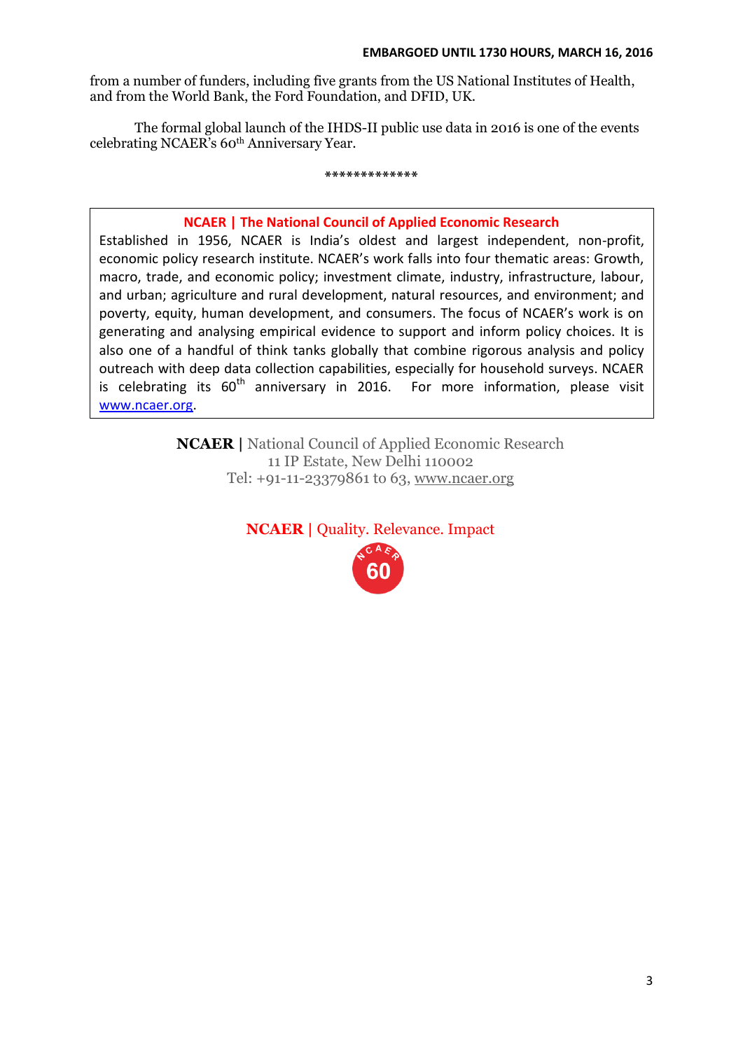from a number of funders, including five grants from the US National Institutes of Health, and from the World Bank, the Ford Foundation, and DFID, UK.

The formal global launch of the IHDS-II public use data in 2016 is one of the events celebrating NCAER's 60th Anniversary Year.

*************

**NCAER | The National Council of Applied Economic Research**

Established in 1956, NCAER is India's oldest and largest independent, non-profit, economic policy research institute. NCAER's work falls into four thematic areas: Growth, macro, trade, and economic policy; investment climate, industry, infrastructure, labour, and urban; agriculture and rural development, natural resources, and environment; and poverty, equity, human development, and consumers. The focus of NCAER's work is on generating and analysing empirical evidence to support and inform policy choices. It is also one of a handful of think tanks globally that combine rigorous analysis and policy outreach with deep data collection capabilities, especially for household surveys. NCAER is celebrating its 60th anniversary in 2016. For more information, please visit www.ncaer.org.

**NCAER |** National Council of Applied Economic Research
11 IP Estate, New Delhi 110002
Tel: +91-11-23379861 to 63, www.ncaer.org

**NCAER |** Quality. Relevance. Impact

NCAER 60